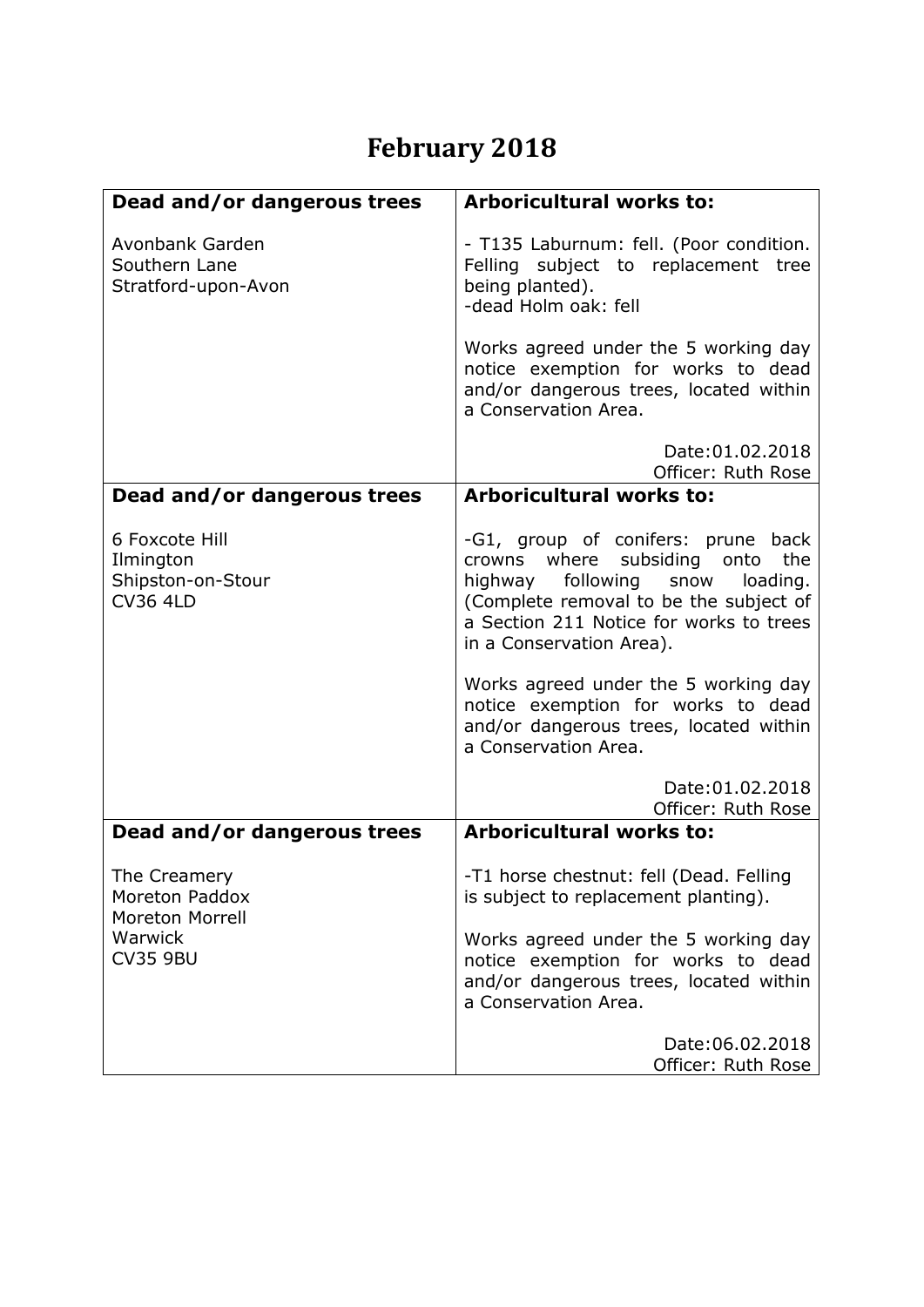# February 2018

| **Dead and/or dangerous trees**<br><br>Avonbank Garden<br>Southern Lane<br>Stratford-upon-Avon | **Arboricultural works to:**<br><br>- T135 Laburnum: fell. (Poor condition. Felling subject to replacement tree being planted).<br>-dead Holm oak: fell<br><br>Works agreed under the 5 working day notice exemption for works to dead and/or dangerous trees, located within a Conservation Area.<br><br>Date:01.02.2018<br>Officer: Ruth Rose |
|---|---|
| **Dead and/or dangerous trees**<br><br>6 Foxcote Hill<br>Ilmington<br>Shipston-on-Stour<br>CV36 4LD | **Arboricultural works to:**<br><br>-G1, group of conifers: prune back crowns where subsiding onto the highway following snow loading. (Complete removal to be the subject of a Section 211 Notice for works to trees in a Conservation Area).<br><br>Works agreed under the 5 working day notice exemption for works to dead and/or dangerous trees, located within a Conservation Area.<br><br>Date:01.02.2018<br>Officer: Ruth Rose |
| **Dead and/or dangerous trees**<br><br>The Creamery<br>Moreton Paddox<br>Moreton Morrell<br>Warwick<br>CV35 9BU | **Arboricultural works to:**<br><br>-T1 horse chestnut: fell (Dead. Felling is subject to replacement planting).<br><br>Works agreed under the 5 working day notice exemption for works to dead and/or dangerous trees, located within a Conservation Area.<br><br>Date:06.02.2018<br>Officer: Ruth Rose |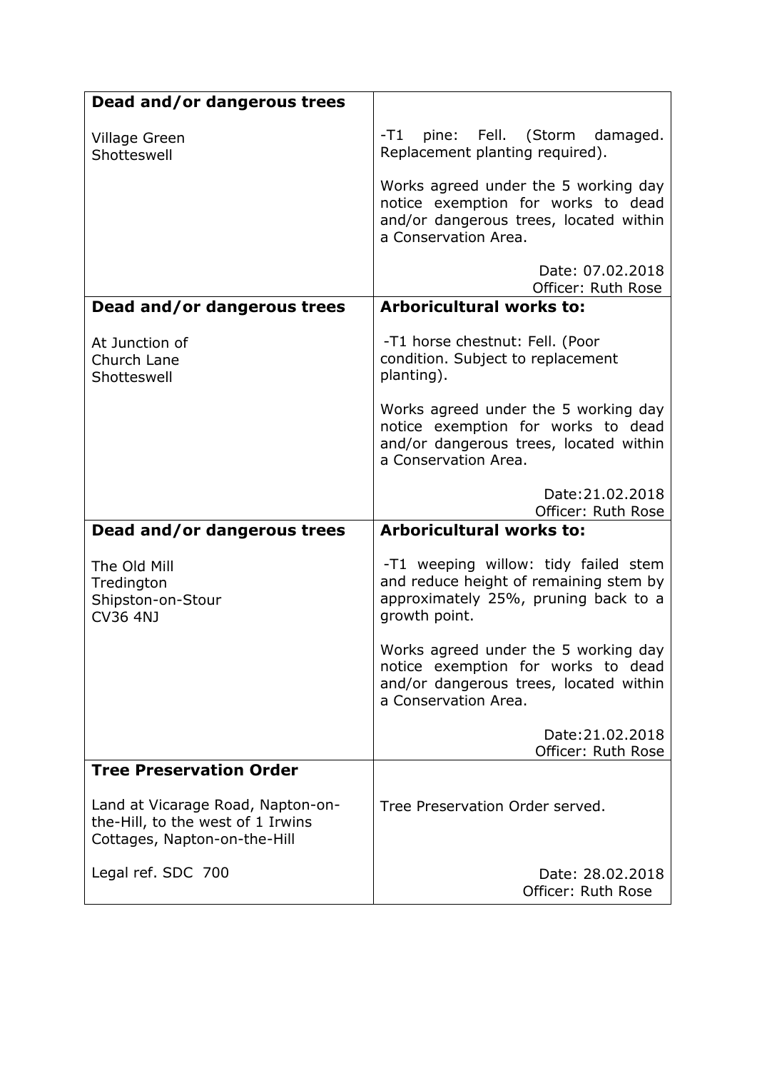| | |
|---|---|
| **Dead and/or dangerous trees**<br><br>Village Green<br>Shotteswell | -T1 pine: Fell. (Storm damaged. Replacement planting required).<br><br>Works agreed under the 5 working day notice exemption for works to dead and/or dangerous trees, located within a Conservation Area.<br><br>Date: 07.02.2018<br>Officer: Ruth Rose |
| **Dead and/or dangerous trees**<br><br>At Junction of<br>Church Lane<br>Shotteswell | **Arboricultural works to:**<br><br>-T1 horse chestnut: Fell. (Poor condition. Subject to replacement planting).<br><br>Works agreed under the 5 working day notice exemption for works to dead and/or dangerous trees, located within a Conservation Area.<br><br>Date:21.02.2018<br>Officer: Ruth Rose |
| **Dead and/or dangerous trees**<br><br>The Old Mill<br>Tredington<br>Shipston-on-Stour<br>CV36 4NJ | **Arboricultural works to:**<br><br>-T1 weeping willow: tidy failed stem and reduce height of remaining stem by approximately 25%, pruning back to a growth point.<br><br>Works agreed under the 5 working day notice exemption for works to dead and/or dangerous trees, located within a Conservation Area.<br><br>Date:21.02.2018<br>Officer: Ruth Rose |
| **Tree Preservation Order**<br><br>Land at Vicarage Road, Napton-on-the-Hill, to the west of 1 Irwins Cottages, Napton-on-the-Hill<br><br>Legal ref. SDC 700 | Tree Preservation Order served.<br><br>Date: 28.02.2018<br>Officer: Ruth Rose |